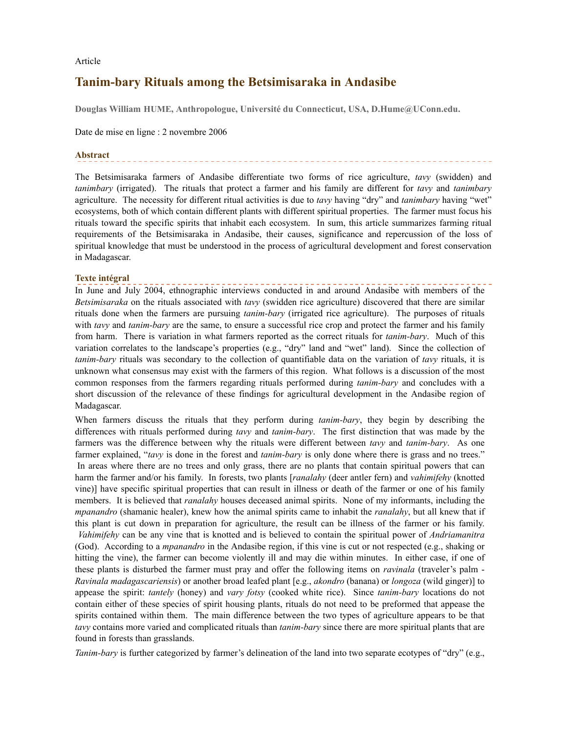Article

# Tanim-bary Rituals among the Betsimisaraka in Andasibe

**Douglas William HUME, Anthropologue, Université du Connecticut, USA, D.Hume@UConn.edu.**

Date de mise en ligne : 2 novembre 2006

## Abstract

The Betsimisaraka farmers of Andasibe differentiate two forms of rice agriculture, *tavy* (swidden) and *tanimbary* (irrigated). The rituals that protect a farmer and his family are different for *tavy* and *tanimbary* agriculture. The necessity for different ritual activities is due to *tavy* having "dry" and *tanimbary* having "wet" ecosystems, both of which contain different plants with different spiritual properties. The farmer must focus his rituals toward the specific spirits that inhabit each ecosystem. In sum, this article summarizes farming ritual requirements of the Betsimisaraka in Andasibe, their causes, significance and repercussion of the loss of spiritual knowledge that must be understood in the process of agricultural development and forest conservation in Madagascar.

## Texte intégral

In June and July 2004, ethnographic interviews conducted in and around Andasibe with members of the *Betsimisaraka* on the rituals associated with *tavy* (swidden rice agriculture) discovered that there are similar rituals done when the farmers are pursuing *tanim-bary* (irrigated rice agriculture). The purposes of rituals with *tavy* and *tanim-bary* are the same, to ensure a successful rice crop and protect the farmer and his family from harm. There is variation in what farmers reported as the correct rituals for *tanim-bary*. Much of this variation correlates to the landscape's properties (e.g., "dry" land and "wet" land). Since the collection of *tanim-bary* rituals was secondary to the collection of quantifiable data on the variation of *tavy* rituals, it is unknown what consensus may exist with the farmers of this region. What follows is a discussion of the most common responses from the farmers regarding rituals performed during *tanim-bary* and concludes with a short discussion of the relevance of these findings for agricultural development in the Andasibe region of Madagascar.

When farmers discuss the rituals that they perform during *tanim-bary*, they begin by describing the differences with rituals performed during *tavy* and *tanim-bary*. The first distinction that was made by the farmers was the difference between why the rituals were different between *tavy* and *tanim-bary*. As one farmer explained, "*tavy* is done in the forest and *tanim-bary* is only done where there is grass and no trees." In areas where there are no trees and only grass, there are no plants that contain spiritual powers that can harm the farmer and/or his family. In forests, two plants [*ranalahy* (deer antler fern) and *vahimifehy* (knotted vine)] have specific spiritual properties that can result in illness or death of the farmer or one of his family members. It is believed that *ranalahy* houses deceased animal spirits. None of my informants, including the *mpanandro* (shamanic healer), knew how the animal spirits came to inhabit the *ranalahy*, but all knew that if this plant is cut down in preparation for agriculture, the result can be illness of the farmer or his family. *Vahimifehy* can be any vine that is knotted and is believed to contain the spiritual power of *Andriamanitra* (God). According to a *mpanandro* in the Andasibe region, if this vine is cut or not respected (e.g., shaking or hitting the vine), the farmer can become violently ill and may die within minutes. In either case, if one of these plants is disturbed the farmer must pray and offer the following items on *ravinala* (traveler's palm - *Ravinala madagascariensis*) or another broad leafed plant [e.g., *akondro* (banana) or *longoza* (wild ginger)] to appease the spirit: *tantely* (honey) and *vary fotsy* (cooked white rice). Since *tanim-bary* locations do not contain either of these species of spirit housing plants, rituals do not need to be preformed that appease the spirits contained within them. The main difference between the two types of agriculture appears to be that *tavy* contains more varied and complicated rituals than *tanim-bary* since there are more spiritual plants that are found in forests than grasslands.

*Tanim-bary* is further categorized by farmer's delineation of the land into two separate ecotypes of "dry" (e.g.,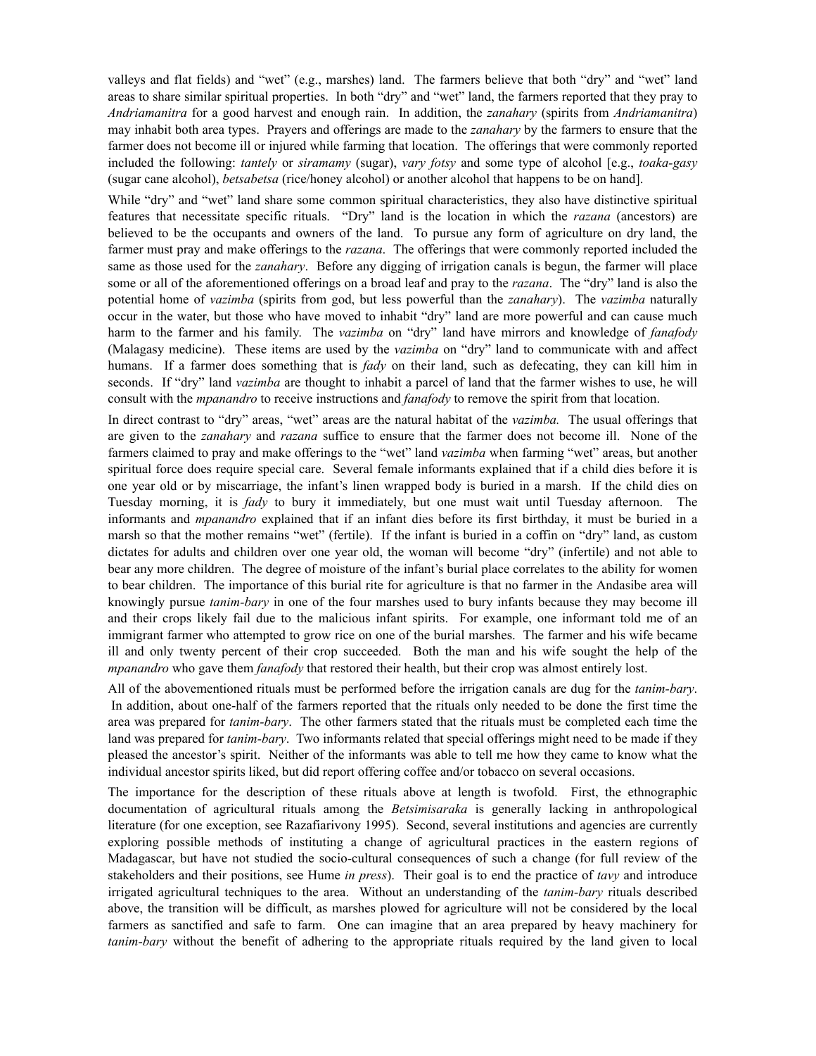valleys and flat fields) and "wet" (e.g., marshes) land. The farmers believe that both "dry" and "wet" land areas to share similar spiritual properties. In both "dry" and "wet" land, the farmers reported that they pray to *Andriamanitra* for a good harvest and enough rain. In addition, the *zanahary* (spirits from *Andriamanitra*) may inhabit both area types. Prayers and offerings are made to the *zanahary* by the farmers to ensure that the farmer does not become ill or injured while farming that location. The offerings that were commonly reported included the following: *tantely* or *siramamy* (sugar), *vary fotsy* and some type of alcohol [e.g., *toaka-gasy* (sugar cane alcohol), *betsabetsa* (rice/honey alcohol) or another alcohol that happens to be on hand].

While "dry" and "wet" land share some common spiritual characteristics, they also have distinctive spiritual features that necessitate specific rituals. "Dry" land is the location in which the *razana* (ancestors) are believed to be the occupants and owners of the land. To pursue any form of agriculture on dry land, the farmer must pray and make offerings to the *razana*. The offerings that were commonly reported included the same as those used for the *zanahary*. Before any digging of irrigation canals is begun, the farmer will place some or all of the aforementioned offerings on a broad leaf and pray to the *razana*. The "dry" land is also the potential home of *vazimba* (spirits from god, but less powerful than the *zanahary*). The *vazimba* naturally occur in the water, but those who have moved to inhabit "dry" land are more powerful and can cause much harm to the farmer and his family. The *vazimba* on "dry" land have mirrors and knowledge of *fanafody* (Malagasy medicine). These items are used by the *vazimba* on "dry" land to communicate with and affect humans. If a farmer does something that is *fady* on their land, such as defecating, they can kill him in seconds. If "dry" land *vazimba* are thought to inhabit a parcel of land that the farmer wishes to use, he will consult with the *mpanandro* to receive instructions and *fanafody* to remove the spirit from that location.

In direct contrast to "dry" areas, "wet" areas are the natural habitat of the *vazimba.* The usual offerings that are given to the *zanahary* and *razana* suffice to ensure that the farmer does not become ill. None of the farmers claimed to pray and make offerings to the "wet" land *vazimba* when farming "wet" areas, but another spiritual force does require special care. Several female informants explained that if a child dies before it is one year old or by miscarriage, the infant's linen wrapped body is buried in a marsh. If the child dies on Tuesday morning, it is *fady* to bury it immediately, but one must wait until Tuesday afternoon. The informants and *mpanandro* explained that if an infant dies before its first birthday, it must be buried in a marsh so that the mother remains "wet" (fertile). If the infant is buried in a coffin on "dry" land, as custom dictates for adults and children over one year old, the woman will become "dry" (infertile) and not able to bear any more children. The degree of moisture of the infant's burial place correlates to the ability for women to bear children. The importance of this burial rite for agriculture is that no farmer in the Andasibe area will knowingly pursue *tanim-bary* in one of the four marshes used to bury infants because they may become ill and their crops likely fail due to the malicious infant spirits. For example, one informant told me of an immigrant farmer who attempted to grow rice on one of the burial marshes. The farmer and his wife became ill and only twenty percent of their crop succeeded. Both the man and his wife sought the help of the *mpanandro* who gave them *fanafody* that restored their health, but their crop was almost entirely lost.

All of the abovementioned rituals must be performed before the irrigation canals are dug for the *tanim-bary*. In addition, about one-half of the farmers reported that the rituals only needed to be done the first time the area was prepared for *tanim-bary*. The other farmers stated that the rituals must be completed each time the land was prepared for *tanim-bary*. Two informants related that special offerings might need to be made if they pleased the ancestor's spirit. Neither of the informants was able to tell me how they came to know what the individual ancestor spirits liked, but did report offering coffee and/or tobacco on several occasions.

The importance for the description of these rituals above at length is twofold. First, the ethnographic documentation of agricultural rituals among the *Betsimisaraka* is generally lacking in anthropological literature (for one exception, see Razafiarivony 1995). Second, several institutions and agencies are currently exploring possible methods of instituting a change of agricultural practices in the eastern regions of Madagascar, but have not studied the socio-cultural consequences of such a change (for full review of the stakeholders and their positions, see Hume *in press*). Their goal is to end the practice of *tavy* and introduce irrigated agricultural techniques to the area. Without an understanding of the *tanim-bary* rituals described above, the transition will be difficult, as marshes plowed for agriculture will not be considered by the local farmers as sanctified and safe to farm. One can imagine that an area prepared by heavy machinery for *tanim-bary* without the benefit of adhering to the appropriate rituals required by the land given to local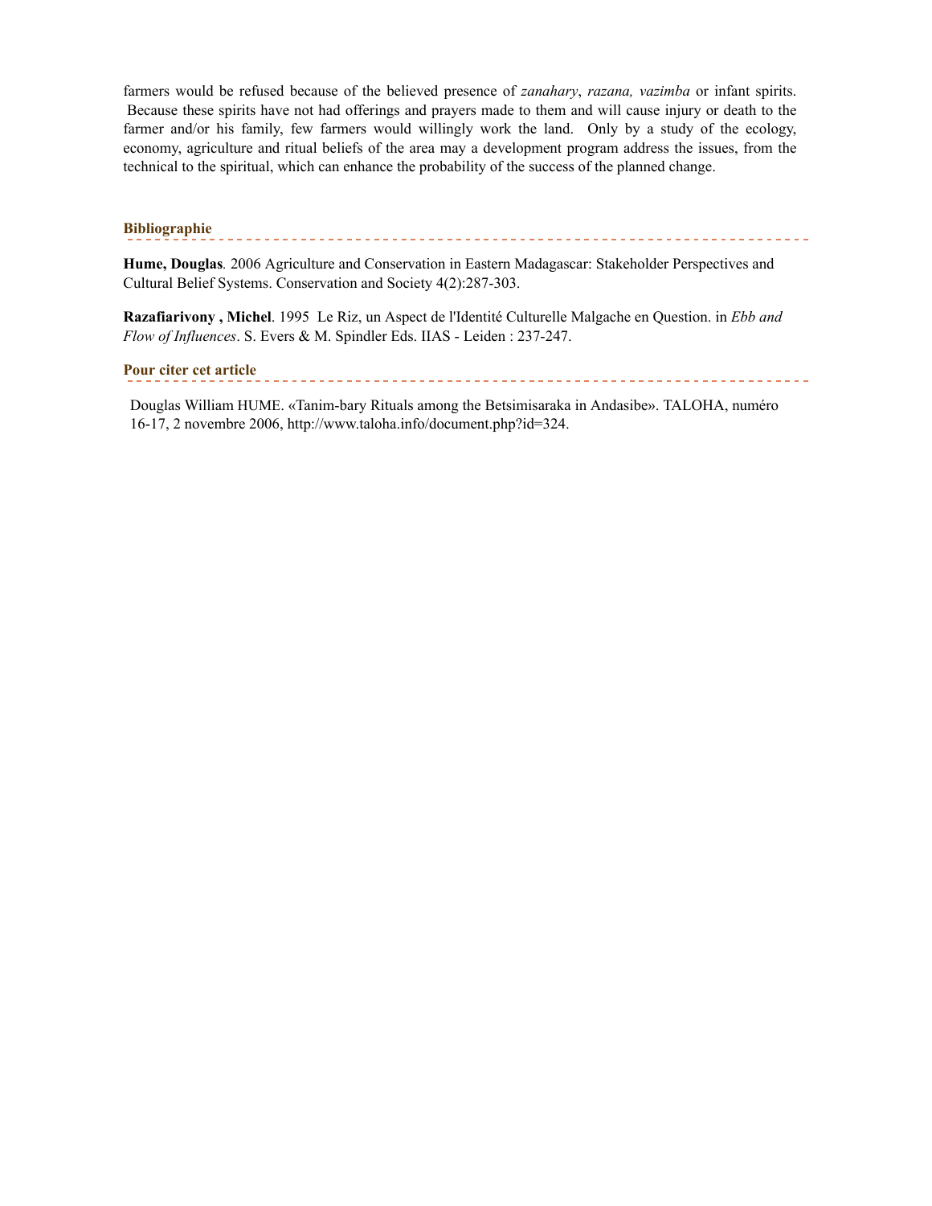farmers would be refused because of the believed presence of *zanahary*, *razana, vazimba* or infant spirits. Because these spirits have not had offerings and prayers made to them and will cause injury or death to the farmer and/or his family, few farmers would willingly work the land. Only by a study of the ecology, economy, agriculture and ritual beliefs of the area may a development program address the issues, from the technical to the spiritual, which can enhance the probability of the success of the planned change.

## Bibliographie

**Hume, Douglas**. 2006 Agriculture and Conservation in Eastern Madagascar: Stakeholder Perspectives and Cultural Belief Systems. Conservation and Society 4(2):287-303.

**Razafiarivony , Michel**. 1995 Le Riz, un Aspect de l'Identité Culturelle Malgache en Question. in *Ebb and Flow of Influences*. S. Evers & M. Spindler Eds. IIAS - Leiden : 237-247.

## Pour citer cet article

Douglas William HUME. «Tanim-bary Rituals among the Betsimisaraka in Andasibe». TALOHA, numéro 16-17, 2 novembre 2006, http://www.taloha.info/document.php?id=324.